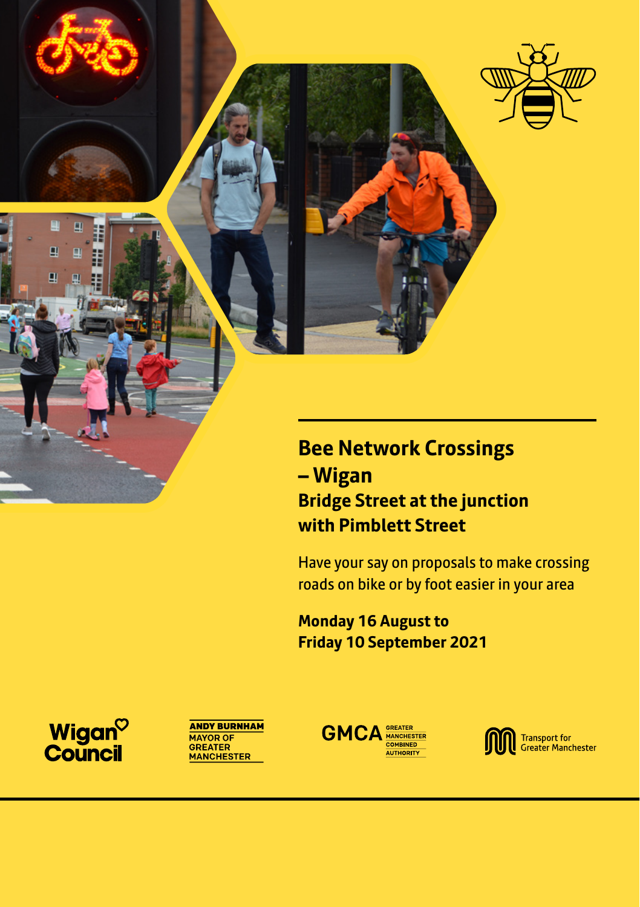# Bee Network Crossings – Wigan

## Bridge Street at the junction with Pimblett Street

Have your say on proposals to make crossing roads on bike or by foot easier in your area

**Monday 16 August to Friday 10 September 2021**

Wigan Council

ANDY BURNHAM MAYOR OF GREATER MANCHESTER

GMCA GREATER MANCHESTER COMBINED AUTHORITY

Transport for Greater Manchester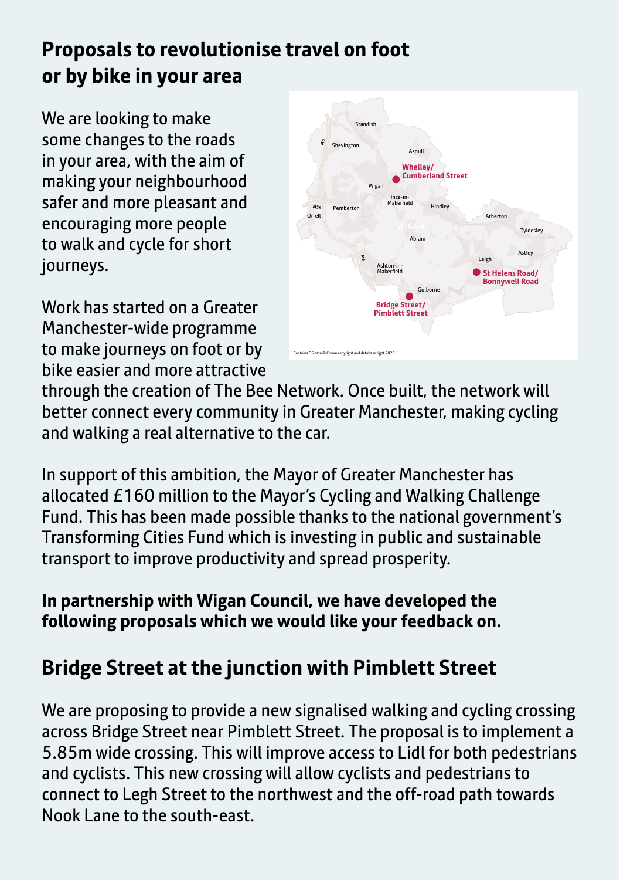## Proposals to revolutionise travel on foot or by bike in your area

We are looking to make some changes to the roads in your area, with the aim of making your neighbourhood safer and more pleasant and encouraging more people to walk and cycle for short journeys.

Work has started on a Greater Manchester-wide programme to make journeys on foot or by bike easier and more attractive through the creation of The Bee Network. Once built, the network will better connect every community in Greater Manchester, making cycling and walking a real alternative to the car.

In support of this ambition, the Mayor of Greater Manchester has allocated £160 million to the Mayor's Cycling and Walking Challenge Fund. This has been made possible thanks to the national government's Transforming Cities Fund which is investing in public and sustainable transport to improve productivity and spread prosperity.

**In partnership with Wigan Council, we have developed the following proposals which we would like your feedback on.**

## Bridge Street at the junction with Pimblett Street

We are proposing to provide a new signalised walking and cycling crossing across Bridge Street near Pimblett Street. The proposal is to implement a 5.85m wide crossing. This will improve access to Lidl for both pedestrians and cyclists. This new crossing will allow cyclists and pedestrians to connect to Legh Street to the northwest and the off-road path towards Nook Lane to the south-east.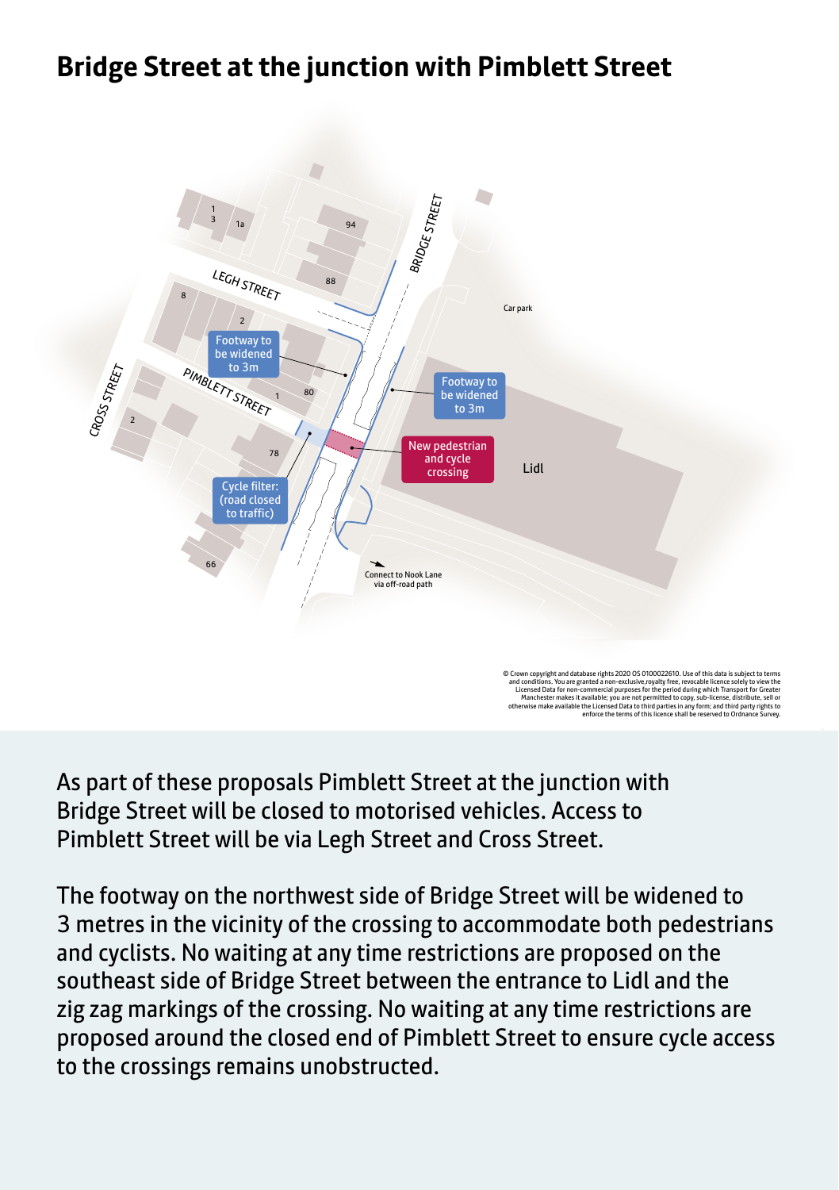# Bridge Street at the junction with Pimblett Street

Footway to be widened to 3m

Footway to be widened to 3m

New pedestrian and cycle crossing

Cycle filter: (road closed to traffic)

Connect to Nook Lane via off-road path

© Crown copyright and database rights 2020 OS 0100022610. Use of this data is subject to terms and conditions. You are granted a non-exclusive,royalty free, revocable licence solely to view the Licensed Data for non-commercial purposes for the period during which Transport for Greater Manchester makes it available; you are not permitted to copy, sub-license, distribute, sell or otherwise make available the Licensed Data to third parties in any form; and third party rights to enforce the terms of this licence shall be reserved to Ordnance Survey.

As part of these proposals Pimblett Street at the junction with Bridge Street will be closed to motorised vehicles. Access to Pimblett Street will be via Legh Street and Cross Street.

The footway on the northwest side of Bridge Street will be widened to 3 metres in the vicinity of the crossing to accommodate both pedestrians and cyclists. No waiting at any time restrictions are proposed on the southeast side of Bridge Street between the entrance to Lidl and the zig zag markings of the crossing. No waiting at any time restrictions are proposed around the closed end of Pimblett Street to ensure cycle access to the crossings remains unobstructed.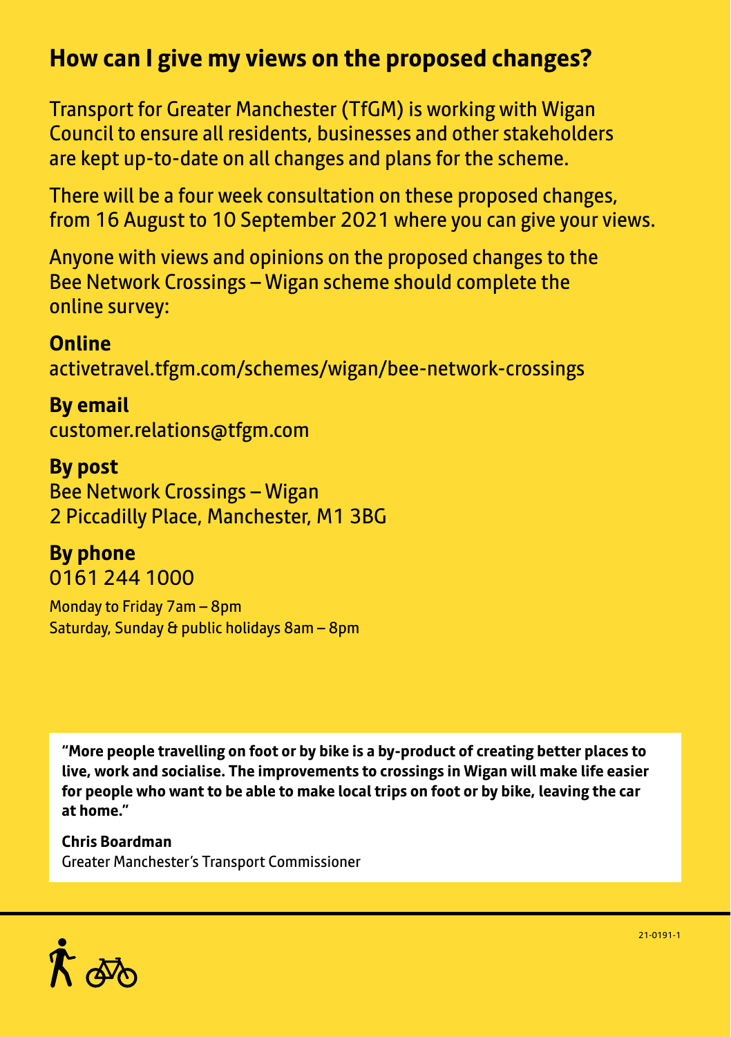## How can I give my views on the proposed changes?

Transport for Greater Manchester (TfGM) is working with Wigan Council to ensure all residents, businesses and other stakeholders are kept up-to-date on all changes and plans for the scheme.

There will be a four week consultation on these proposed changes, from 16 August to 10 September 2021 where you can give your views.

Anyone with views and opinions on the proposed changes to the Bee Network Crossings – Wigan scheme should complete the online survey:

**Online**
activetravel.tfgm.com/schemes/wigan/bee-network-crossings

**By email**
customer.relations@tfgm.com

**By post**
Bee Network Crossings – Wigan
2 Piccadilly Place, Manchester, M1 3BG

**By phone**
0161 244 1000

Monday to Friday 7am – 8pm
Saturday, Sunday & public holidays 8am – 8pm

**"More people travelling on foot or by bike is a by-product of creating better places to live, work and socialise. The improvements to crossings in Wigan will make life easier for people who want to be able to make local trips on foot or by bike, leaving the car at home."**

**Chris Boardman**
Greater Manchester's Transport Commissioner

21-0191-1